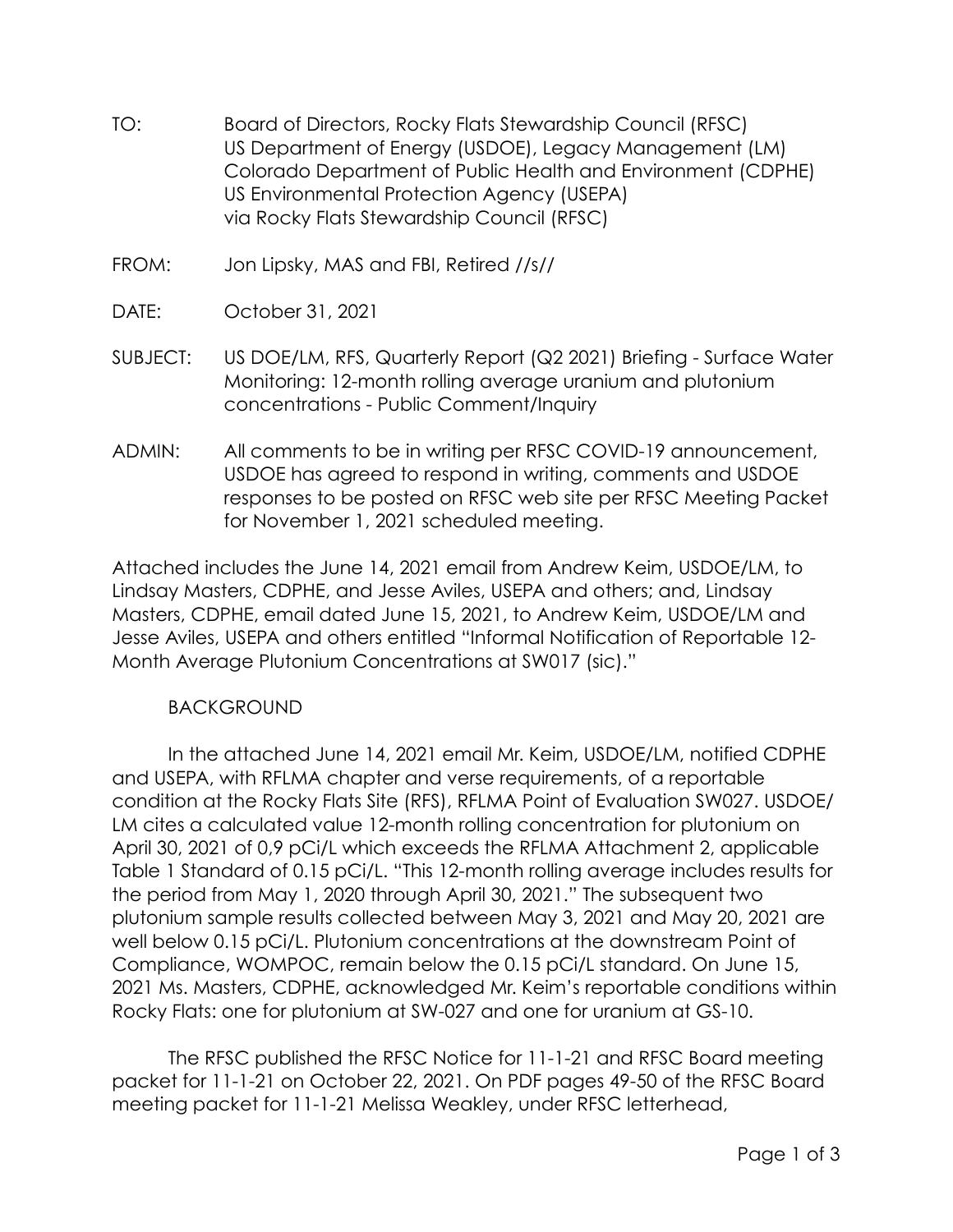TO: Board of Directors, Rocky Flats Stewardship Council (RFSC)
US Department of Energy (USDOE), Legacy Management (LM)
Colorado Department of Public Health and Environment (CDPHE)
US Environmental Protection Agency (USEPA)
via Rocky Flats Stewardship Council (RFSC)

FROM: Jon Lipsky, MAS and FBI, Retired //s//

DATE: October 31, 2021

SUBJECT: US DOE/LM, RFS, Quarterly Report (Q2 2021) Briefing - Surface Water Monitoring: 12-month rolling average uranium and plutonium concentrations - Public Comment/Inquiry

ADMIN: All comments to be in writing per RFSC COVID-19 announcement, USDOE has agreed to respond in writing, comments and USDOE responses to be posted on RFSC web site per RFSC Meeting Packet for November 1, 2021 scheduled meeting.

Attached includes the June 14, 2021 email from Andrew Keim, USDOE/LM, to Lindsay Masters, CDPHE, and Jesse Aviles, USEPA and others; and, Lindsay Masters, CDPHE, email dated June 15, 2021, to Andrew Keim, USDOE/LM and Jesse Aviles, USEPA and others entitled "Informal Notification of Reportable 12-Month Average Plutonium Concentrations at SW017 (sic)."

BACKGROUND

In the attached June 14, 2021 email Mr. Keim, USDOE/LM, notified CDPHE and USEPA, with RFLMA chapter and verse requirements, of a reportable condition at the Rocky Flats Site (RFS), RFLMA Point of Evaluation SW027. USDOE/LM cites a calculated value 12-month rolling concentration for plutonium on April 30, 2021 of 0,9 pCi/L which exceeds the RFLMA Attachment 2, applicable Table 1 Standard of 0.15 pCi/L. "This 12-month rolling average includes results for the period from May 1, 2020 through April 30, 2021." The subsequent two plutonium sample results collected between May 3, 2021 and May 20, 2021 are well below 0.15 pCi/L. Plutonium concentrations at the downstream Point of Compliance, WOMPOC, remain below the 0.15 pCi/L standard. On June 15, 2021 Ms. Masters, CDPHE, acknowledged Mr. Keim's reportable conditions within Rocky Flats: one for plutonium at SW-027 and one for uranium at GS-10.

The RFSC published the RFSC Notice for 11-1-21 and RFSC Board meeting packet for 11-1-21 on October 22, 2021. On PDF pages 49-50 of the RFSC Board meeting packet for 11-1-21 Melissa Weakley, under RFSC letterhead,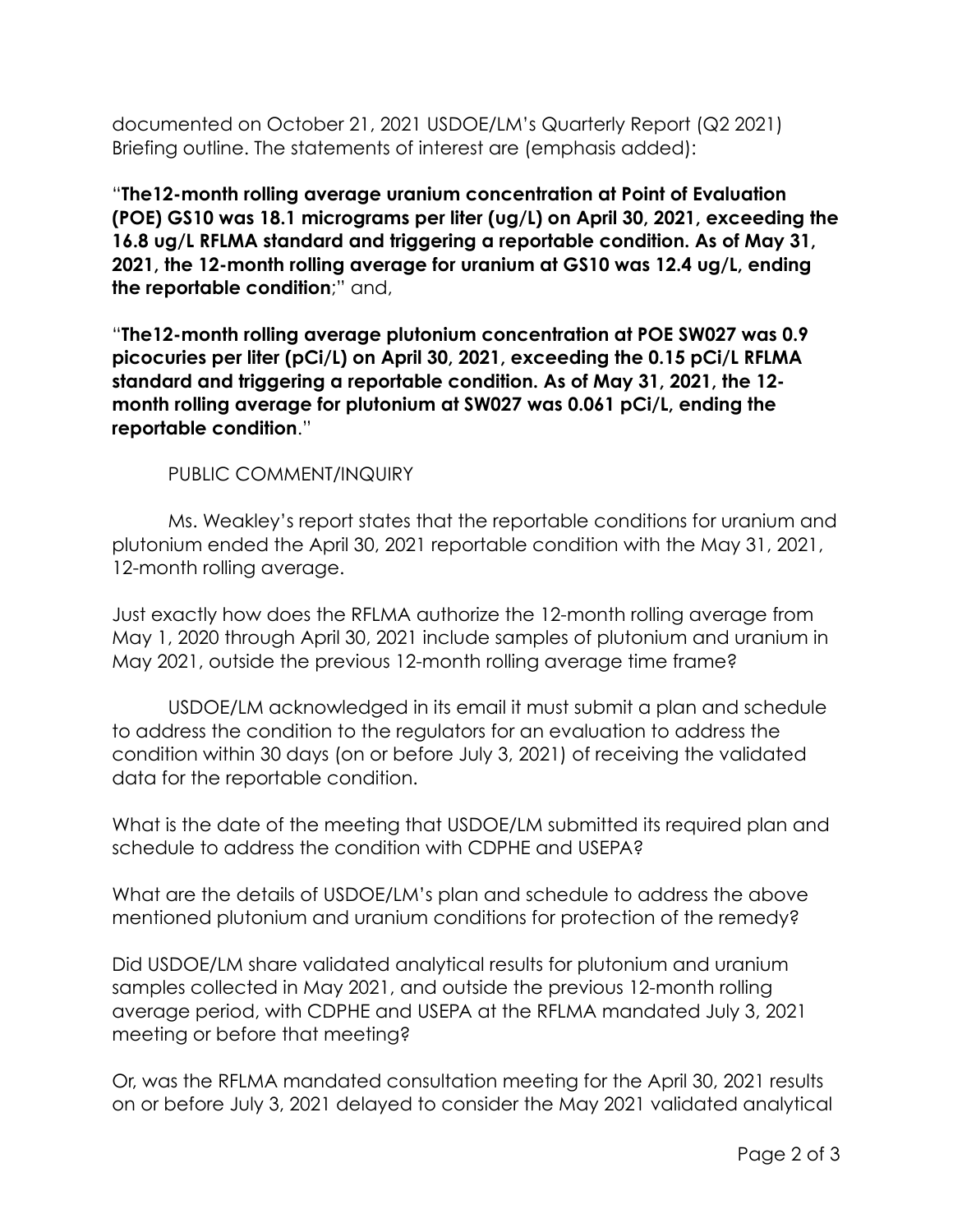documented on October 21, 2021 USDOE/LM's Quarterly Report (Q2 2021) Briefing outline. The statements of interest are (emphasis added):

"**The12-month rolling average uranium concentration at Point of Evaluation (POE) GS10 was 18.1 micrograms per liter (ug/L) on April 30, 2021, exceeding the 16.8 ug/L RFLMA standard and triggering a reportable condition. As of May 31, 2021, the 12-month rolling average for uranium at GS10 was 12.4 ug/L, ending the reportable condition**;" and,

"**The12-month rolling average plutonium concentration at POE SW027 was 0.9 picocuries per liter (pCi/L) on April 30, 2021, exceeding the 0.15 pCi/L RFLMA standard and triggering a reportable condition. As of May 31, 2021, the 12-month rolling average for plutonium at SW027 was 0.061 pCi/L, ending the reportable condition**."

PUBLIC COMMENT/INQUIRY

Ms. Weakley's report states that the reportable conditions for uranium and plutonium ended the April 30, 2021 reportable condition with the May 31, 2021, 12-month rolling average.

Just exactly how does the RFLMA authorize the 12-month rolling average from May 1, 2020 through April 30, 2021 include samples of plutonium and uranium in May 2021, outside the previous 12-month rolling average time frame?

USDOE/LM acknowledged in its email it must submit a plan and schedule to address the condition to the regulators for an evaluation to address the condition within 30 days (on or before July 3, 2021) of receiving the validated data for the reportable condition.

What is the date of the meeting that USDOE/LM submitted its required plan and schedule to address the condition with CDPHE and USEPA?

What are the details of USDOE/LM's plan and schedule to address the above mentioned plutonium and uranium conditions for protection of the remedy?

Did USDOE/LM share validated analytical results for plutonium and uranium samples collected in May 2021, and outside the previous 12-month rolling average period, with CDPHE and USEPA at the RFLMA mandated July 3, 2021 meeting or before that meeting?

Or, was the RFLMA mandated consultation meeting for the April 30, 2021 results on or before July 3, 2021 delayed to consider the May 2021 validated analytical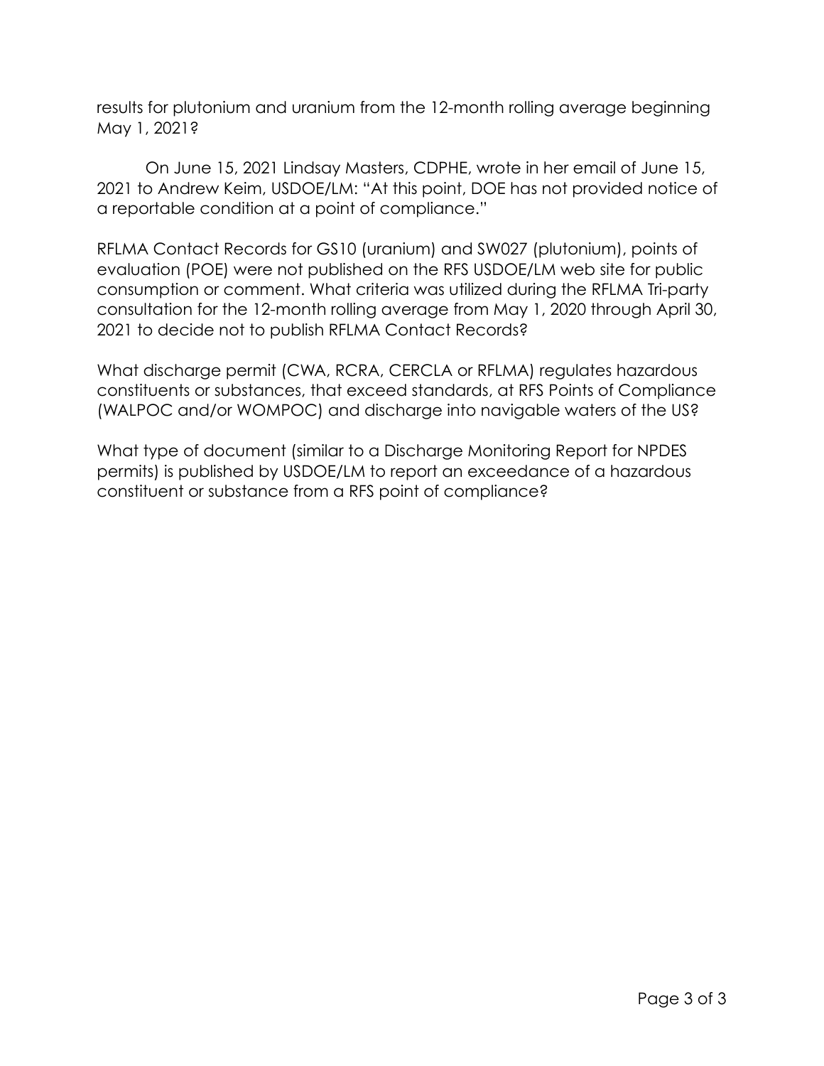results for plutonium and uranium from the 12-month rolling average beginning May 1, 2021?

On June 15, 2021 Lindsay Masters, CDPHE, wrote in her email of June 15, 2021 to Andrew Keim, USDOE/LM: "At this point, DOE has not provided notice of a reportable condition at a point of compliance."

RFLMA Contact Records for GS10 (uranium) and SW027 (plutonium), points of evaluation (POE) were not published on the RFS USDOE/LM web site for public consumption or comment. What criteria was utilized during the RFLMA Tri-party consultation for the 12-month rolling average from May 1, 2020 through April 30, 2021 to decide not to publish RFLMA Contact Records?

What discharge permit (CWA, RCRA, CERCLA or RFLMA) regulates hazardous constituents or substances, that exceed standards, at RFS Points of Compliance (WALPOC and/or WOMPOC) and discharge into navigable waters of the US?

What type of document (similar to a Discharge Monitoring Report for NPDES permits) is published by USDOE/LM to report an exceedance of a hazardous constituent or substance from a RFS point of compliance?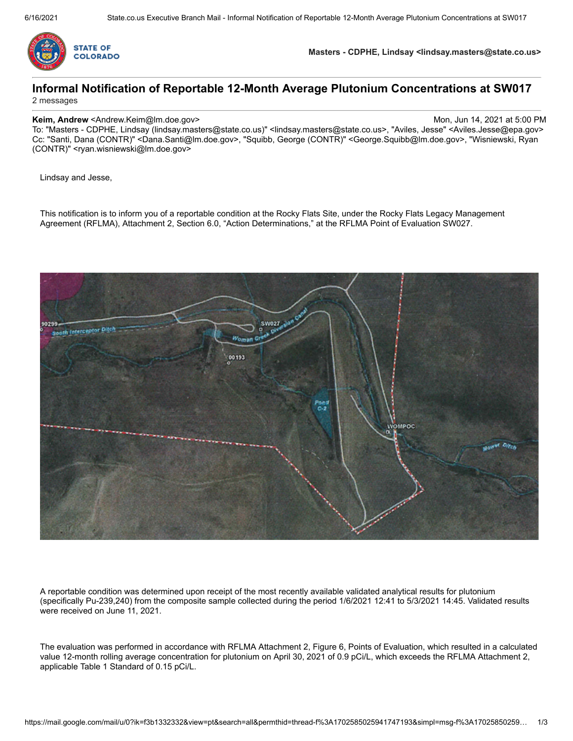![STATE OF COLORADO]

**Masters - CDPHE, Lindsay <lindsay.masters@state.co.us>**

---

# Informal Notification of Reportable 12-Month Average Plutonium Concentrations at SW017

2 messages

---

**Keim, Andrew** <Andrew.Keim@lm.doe.gov> — Mon, Jun 14, 2021 at 5:00 PM

To: "Masters - CDPHE, Lindsay (lindsay.masters@state.co.us)" <lindsay.masters@state.co.us>, "Aviles, Jesse" <Aviles.Jesse@epa.gov>
Cc: "Santi, Dana (CONTR)" <Dana.Santi@lm.doe.gov>, "Squibb, George (CONTR)" <George.Squibb@lm.doe.gov>, "Wisniewski, Ryan (CONTR)" <ryan.wisniewski@lm.doe.gov>

Lindsay and Jesse,

This notification is to inform you of a reportable condition at the Rocky Flats Site, under the Rocky Flats Legacy Management Agreement (RFLMA), Attachment 2, Section 6.0, "Action Determinations," at the RFLMA Point of Evaluation SW027.

A reportable condition was determined upon receipt of the most recently available validated analytical results for plutonium (specifically Pu-239,240) from the composite sample collected during the period 1/6/2021 12:41 to 5/3/2021 14:45. Validated results were received on June 11, 2021.

The evaluation was performed in accordance with RFLMA Attachment 2, Figure 6, Points of Evaluation, which resulted in a calculated value 12-month rolling average concentration for plutonium on April 30, 2021 of 0.9 pCi/L, which exceeds the RFLMA Attachment 2, applicable Table 1 Standard of 0.15 pCi/L.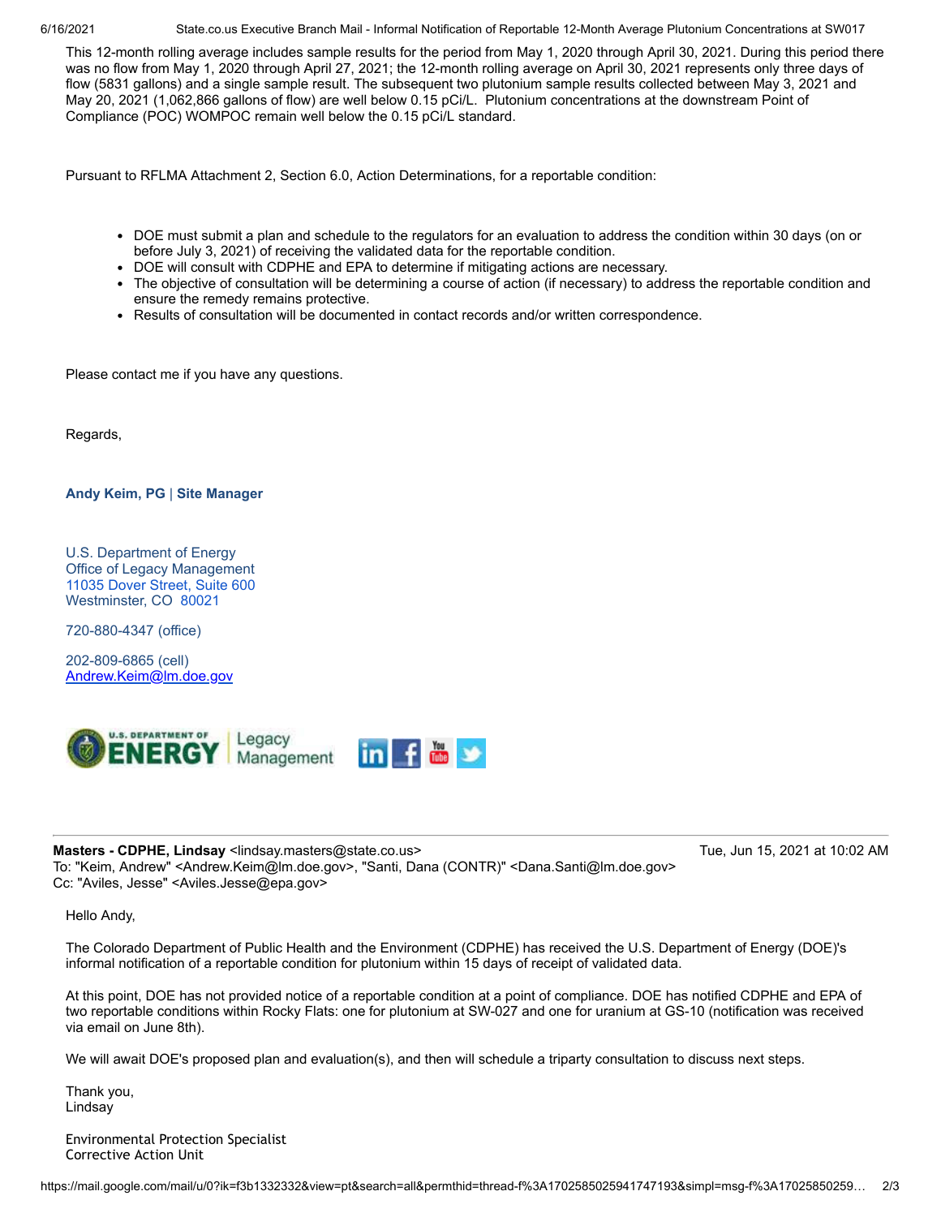This 12-month rolling average includes sample results for the period from May 1, 2020 through April 30, 2021. During this period there was no flow from May 1, 2020 through April 27, 2021; the 12-month rolling average on April 30, 2021 represents only three days of flow (5831 gallons) and a single sample result. The subsequent two plutonium sample results collected between May 3, 2021 and May 20, 2021 (1,062,866 gallons of flow) are well below 0.15 pCi/L. Plutonium concentrations at the downstream Point of Compliance (POC) WOMPOC remain well below the 0.15 pCi/L standard.

Pursuant to RFLMA Attachment 2, Section 6.0, Action Determinations, for a reportable condition:

- DOE must submit a plan and schedule to the regulators for an evaluation to address the condition within 30 days (on or before July 3, 2021) of receiving the validated data for the reportable condition.
- DOE will consult with CDPHE and EPA to determine if mitigating actions are necessary.
- The objective of consultation will be determining a course of action (if necessary) to address the reportable condition and ensure the remedy remains protective.
- Results of consultation will be documented in contact records and/or written correspondence.

Please contact me if you have any questions.

Regards,

**Andy Keim, PG | Site Manager**

U.S. Department of Energy
Office of Legacy Management
11035 Dover Street, Suite 600
Westminster, CO 80021

720-880-4347 (office)

202-809-6865 (cell)
Andrew.Keim@lm.doe.gov

---

**Masters - CDPHE, Lindsay** <lindsay.masters@state.co.us> Tue, Jun 15, 2021 at 10:02 AM
To: "Keim, Andrew" <Andrew.Keim@lm.doe.gov>, "Santi, Dana (CONTR)" <Dana.Santi@lm.doe.gov>
Cc: "Aviles, Jesse" <Aviles.Jesse@epa.gov>

Hello Andy,

The Colorado Department of Public Health and the Environment (CDPHE) has received the U.S. Department of Energy (DOE)'s informal notification of a reportable condition for plutonium within 15 days of receipt of validated data.

At this point, DOE has not provided notice of a reportable condition at a point of compliance. DOE has notified CDPHE and EPA of two reportable conditions within Rocky Flats: one for plutonium at SW-027 and one for uranium at GS-10 (notification was received via email on June 8th).

We will await DOE's proposed plan and evaluation(s), and then will schedule a triparty consultation to discuss next steps.

Thank you,
Lindsay

Environmental Protection Specialist
Corrective Action Unit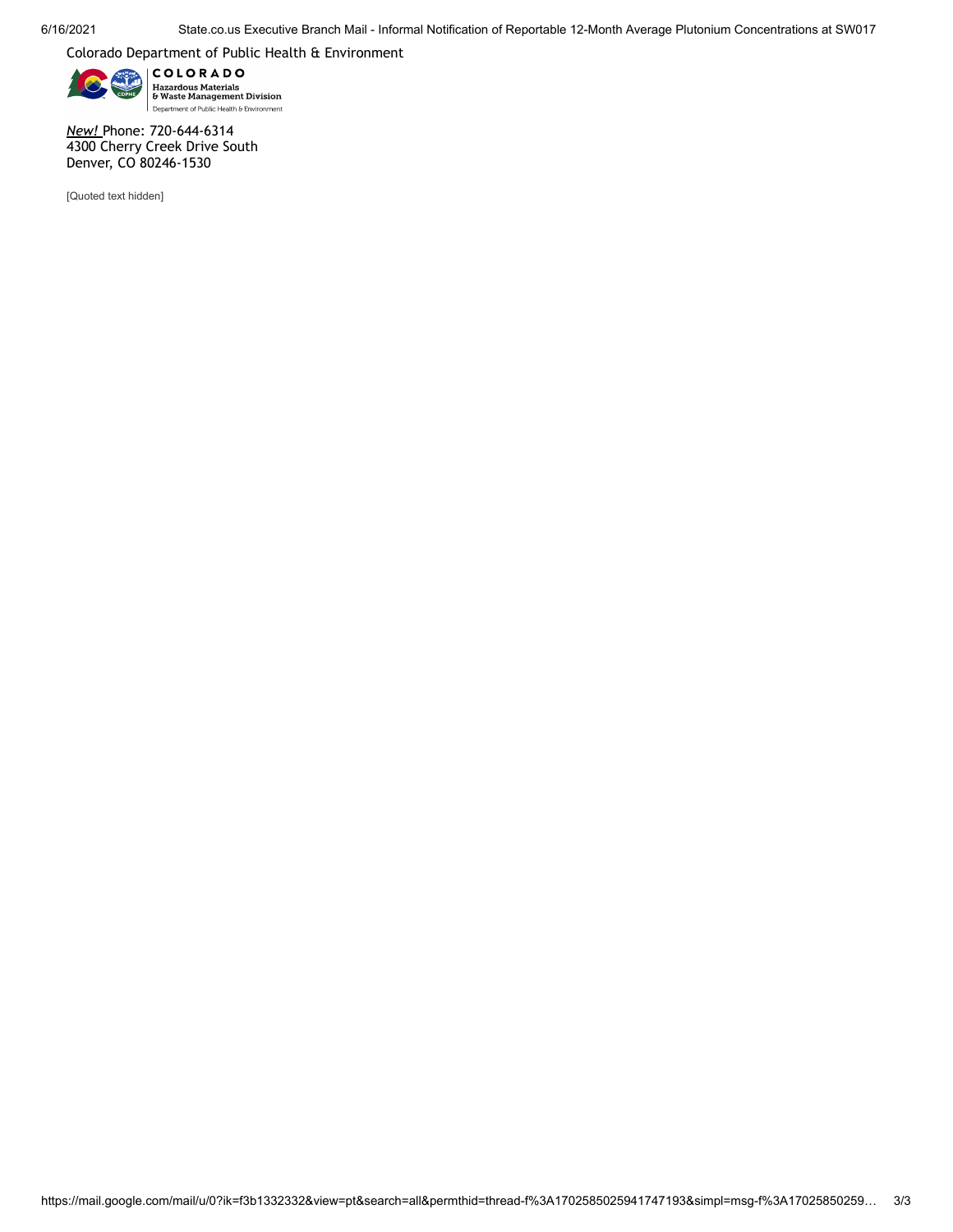Colorado Department of Public Health & Environment

COLORADO
Hazardous Materials
& Waste Management Division
Department of Public Health & Environment

*New!* Phone: 720-644-6314
4300 Cherry Creek Drive South
Denver, CO 80246-1530

[Quoted text hidden]